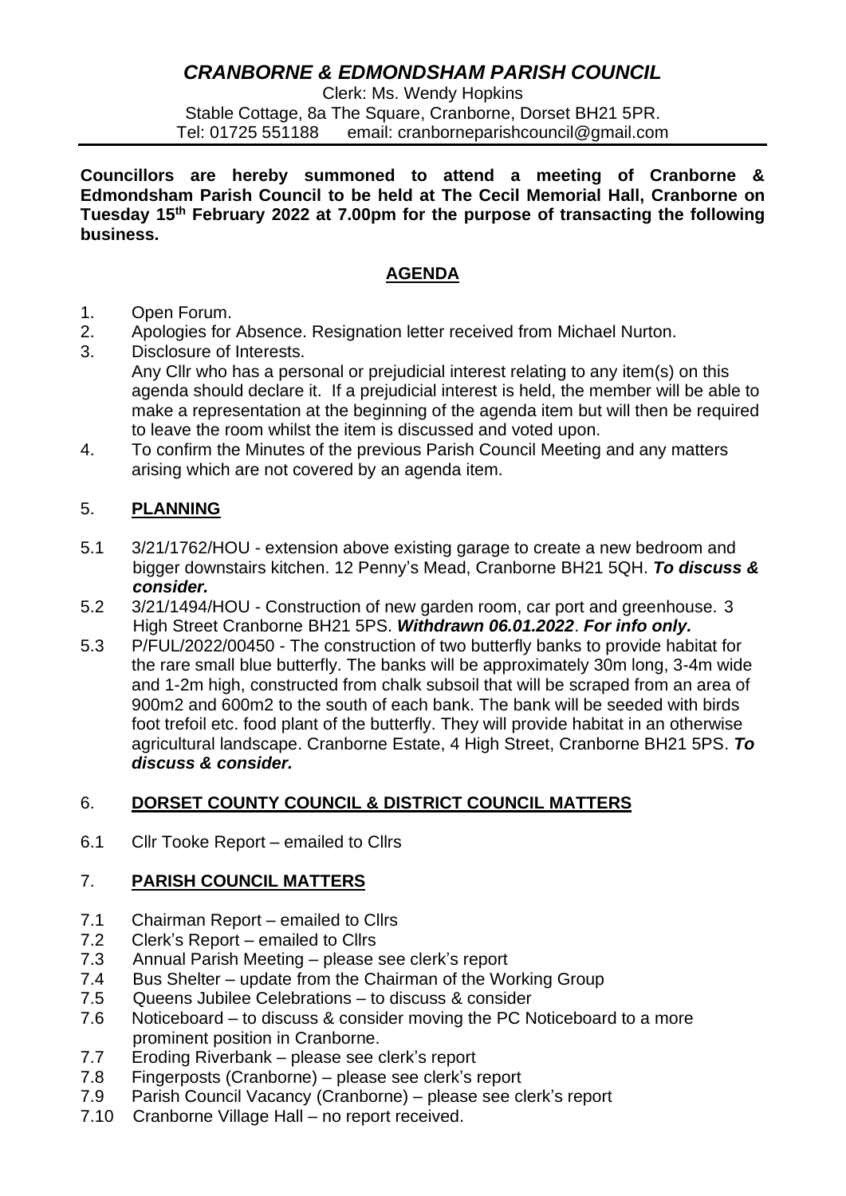# *CRANBORNE & EDMONDSHAM PARISH COUNCIL*

Clerk: Ms. Wendy Hopkins
Stable Cottage, 8a The Square, Cranborne, Dorset BH21 5PR.
Tel: 01725 551188 email: cranborneparishcouncil@gmail.com

**Councillors are hereby summoned to attend a meeting of Cranborne & Edmondsham Parish Council to be held at The Cecil Memorial Hall, Cranborne on Tuesday 15th February 2022 at 7.00pm for the purpose of transacting the following business.**

## AGENDA

1. Open Forum.
2. Apologies for Absence. Resignation letter received from Michael Nurton.
3. Disclosure of Interests.
   Any Cllr who has a personal or prejudicial interest relating to any item(s) on this agenda should declare it. If a prejudicial interest is held, the member will be able to make a representation at the beginning of the agenda item but will then be required to leave the room whilst the item is discussed and voted upon.
4. To confirm the Minutes of the previous Parish Council Meeting and any matters arising which are not covered by an agenda item.

### 5. PLANNING

5.1 3/21/1762/HOU - extension above existing garage to create a new bedroom and bigger downstairs kitchen. 12 Penny's Mead, Cranborne BH21 5QH. ***To discuss & consider.***

5.2 3/21/1494/HOU - Construction of new garden room, car port and greenhouse. 3 High Street Cranborne BH21 5PS. ***Withdrawn 06.01.2022***. ***For info only.***

5.3 P/FUL/2022/00450 - The construction of two butterfly banks to provide habitat for the rare small blue butterfly. The banks will be approximately 30m long, 3-4m wide and 1-2m high, constructed from chalk subsoil that will be scraped from an area of 900m2 and 600m2 to the south of each bank. The bank will be seeded with birds foot trefoil etc. food plant of the butterfly. They will provide habitat in an otherwise agricultural landscape. Cranborne Estate, 4 High Street, Cranborne BH21 5PS. ***To discuss & consider.***

### 6. DORSET COUNTY COUNCIL & DISTRICT COUNCIL MATTERS

6.1 Cllr Tooke Report – emailed to Cllrs

### 7. PARISH COUNCIL MATTERS

7.1 Chairman Report – emailed to Cllrs
7.2 Clerk's Report – emailed to Cllrs
7.3 Annual Parish Meeting – please see clerk's report
7.4 Bus Shelter – update from the Chairman of the Working Group
7.5 Queens Jubilee Celebrations – to discuss & consider
7.6 Noticeboard – to discuss & consider moving the PC Noticeboard to a more prominent position in Cranborne.
7.7 Eroding Riverbank – please see clerk's report
7.8 Fingerposts (Cranborne) – please see clerk's report
7.9 Parish Council Vacancy (Cranborne) – please see clerk's report
7.10 Cranborne Village Hall – no report received.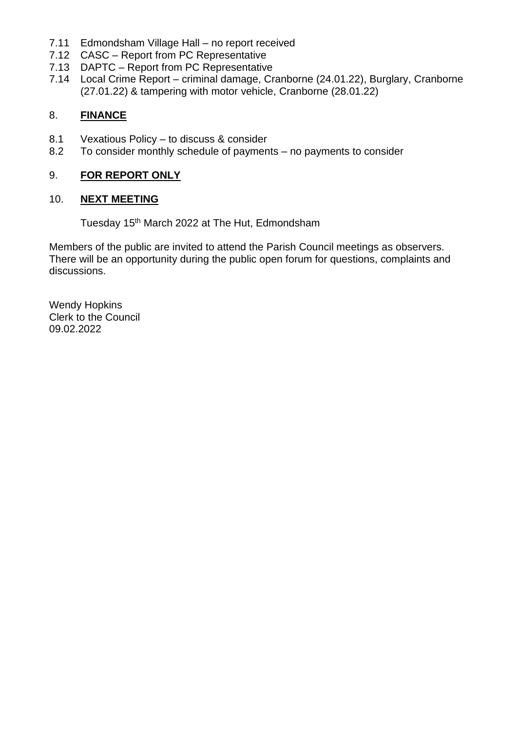7.11 Edmondsham Village Hall – no report received
7.12 CASC – Report from PC Representative
7.13 DAPTC – Report from PC Representative
7.14 Local Crime Report – criminal damage, Cranborne (24.01.22), Burglary, Cranborne (27.01.22) & tampering with motor vehicle, Cranborne (28.01.22)

## 8. **FINANCE**

8.1 Vexatious Policy – to discuss & consider
8.2 To consider monthly schedule of payments – no payments to consider

## 9. **FOR REPORT ONLY**

## 10. **NEXT MEETING**

Tuesday 15th March 2022 at The Hut, Edmondsham

Members of the public are invited to attend the Parish Council meetings as observers. There will be an opportunity during the public open forum for questions, complaints and discussions.

Wendy Hopkins
Clerk to the Council
09.02.2022